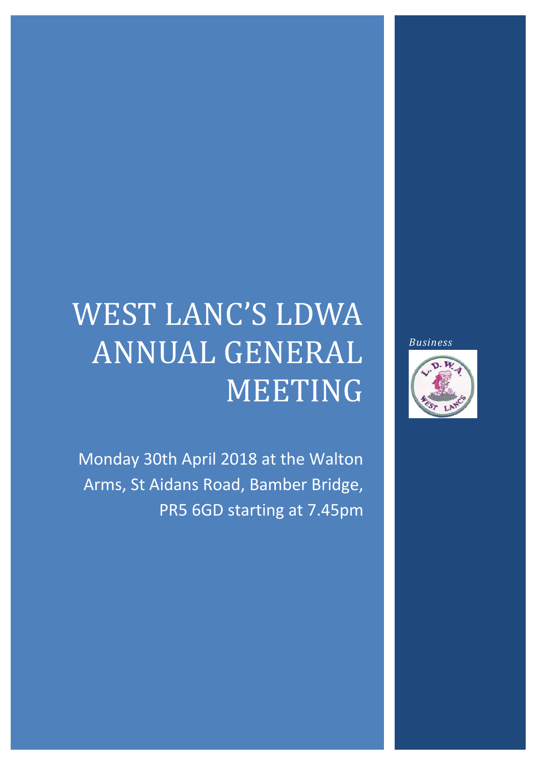# WEST LANC'S LDWA ANNUAL GENERAL MEETING

Monday 30th April 2018 at the Walton Arms, St Aidans Road, Bamber Bridge, PR5 6GD starting at 7.45pm

*Business*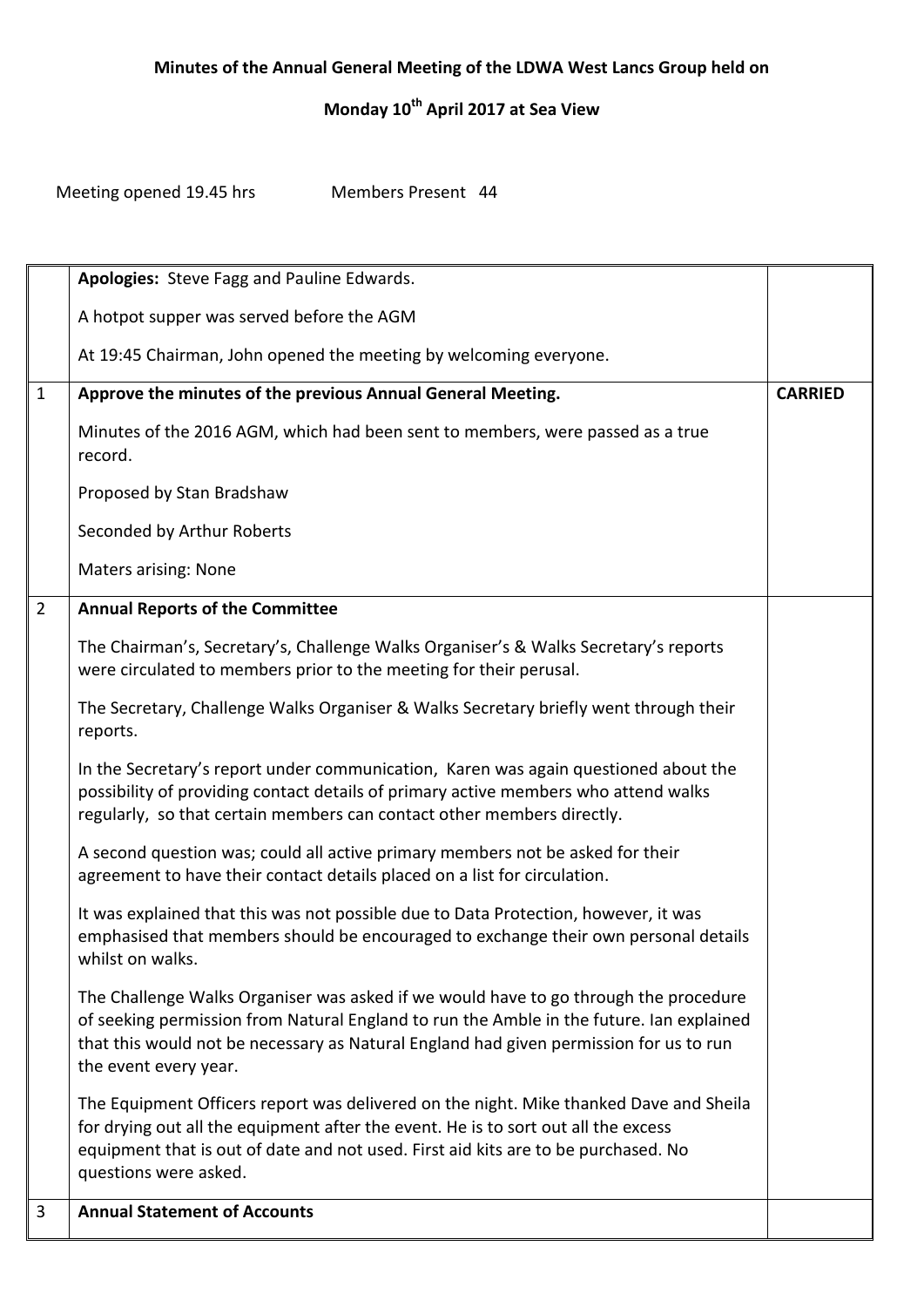**Minutes of the Annual General Meeting of the LDWA West Lancs Group held on**

**Monday 10th April 2017 at Sea View**

Meeting opened 19.45 hrs Members Present 44

| | | |
|---|---|---|
| | **Apologies:** Steve Fagg and Pauline Edwards.<br><br>A hotpot supper was served before the AGM<br><br>At 19:45 Chairman, John opened the meeting by welcoming everyone. | |
| 1 | **Approve the minutes of the previous Annual General Meeting.**<br><br>Minutes of the 2016 AGM, which had been sent to members, were passed as a true record.<br><br>Proposed by Stan Bradshaw<br><br>Seconded by Arthur Roberts<br><br>Maters arising: None | **CARRIED** |
| 2 | **Annual Reports of the Committee**<br><br>The Chairman's, Secretary's, Challenge Walks Organiser's & Walks Secretary's reports were circulated to members prior to the meeting for their perusal.<br><br>The Secretary, Challenge Walks Organiser & Walks Secretary briefly went through their reports.<br><br>In the Secretary's report under communication, Karen was again questioned about the possibility of providing contact details of primary active members who attend walks regularly, so that certain members can contact other members directly.<br><br>A second question was; could all active primary members not be asked for their agreement to have their contact details placed on a list for circulation.<br><br>It was explained that this was not possible due to Data Protection, however, it was emphasised that members should be encouraged to exchange their own personal details whilst on walks.<br><br>The Challenge Walks Organiser was asked if we would have to go through the procedure of seeking permission from Natural England to run the Amble in the future. Ian explained that this would not be necessary as Natural England had given permission for us to run the event every year.<br><br>The Equipment Officers report was delivered on the night. Mike thanked Dave and Sheila for drying out all the equipment after the event. He is to sort out all the excess equipment that is out of date and not used. First aid kits are to be purchased. No questions were asked. | |
| 3 | **Annual Statement of Accounts** | |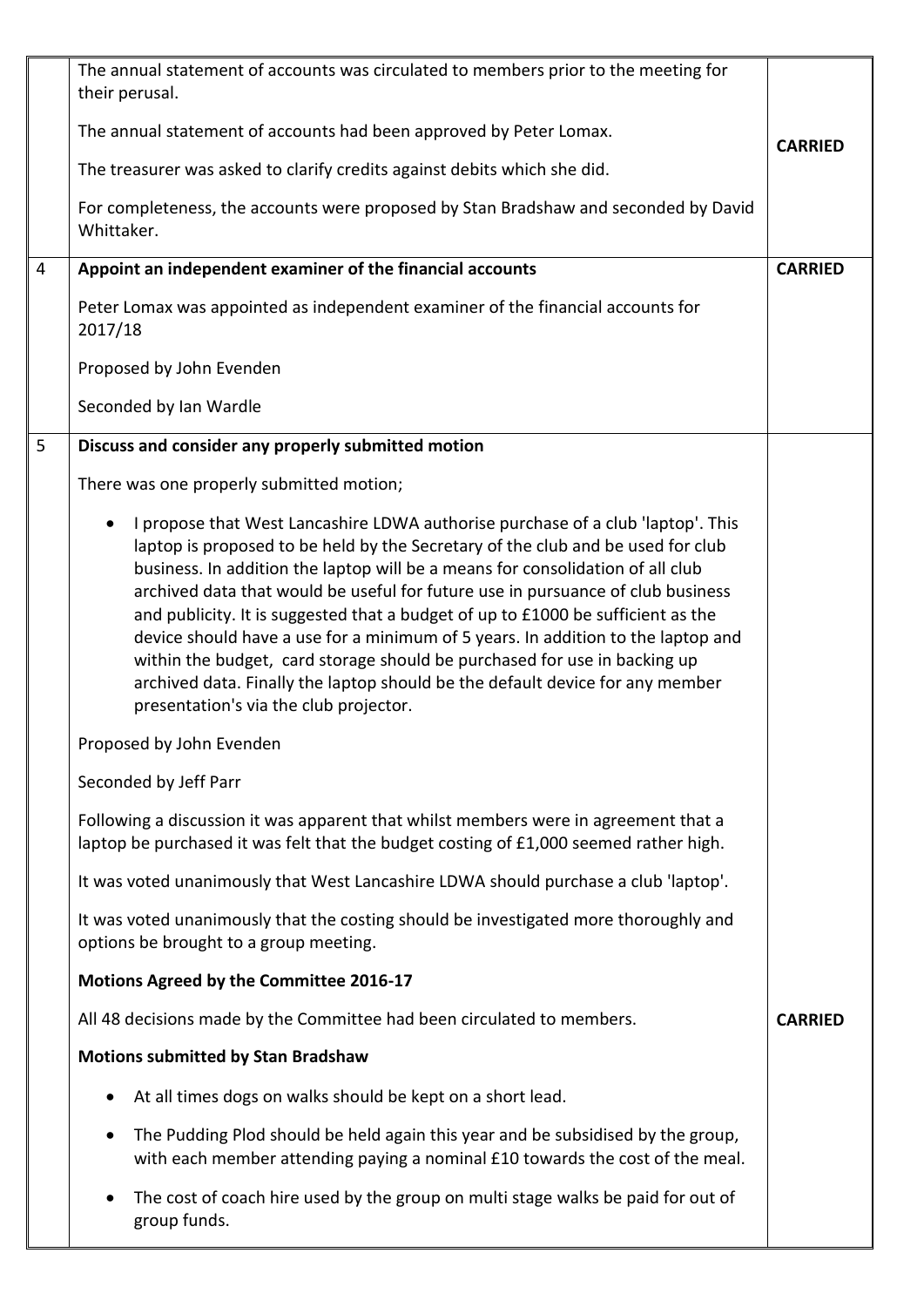| | | |
|---|---|---|
| | The annual statement of accounts was circulated to members prior to the meeting for their perusal.<br><br>The annual statement of accounts had been approved by Peter Lomax.<br><br>The treasurer was asked to clarify credits against debits which she did.<br><br>For completeness, the accounts were proposed by Stan Bradshaw and seconded by David Whittaker. | **CARRIED** |
| 4 | **Appoint an independent examiner of the financial accounts**<br><br>Peter Lomax was appointed as independent examiner of the financial accounts for 2017/18<br><br>Proposed by John Evenden<br><br>Seconded by Ian Wardle | **CARRIED** |
| 5 | **Discuss and consider any properly submitted motion**<br><br>There was one properly submitted motion;<br><br>• I propose that West Lancashire LDWA authorise purchase of a club 'laptop'. This laptop is proposed to be held by the Secretary of the club and be used for club business. In addition the laptop will be a means for consolidation of all club archived data that would be useful for future use in pursuance of club business and publicity. It is suggested that a budget of up to £1000 be sufficient as the device should have a use for a minimum of 5 years. In addition to the laptop and within the budget, card storage should be purchased for use in backing up archived data. Finally the laptop should be the default device for any member presentation's via the club projector.<br><br>Proposed by John Evenden<br><br>Seconded by Jeff Parr<br><br>Following a discussion it was apparent that whilst members were in agreement that a laptop be purchased it was felt that the budget costing of £1,000 seemed rather high.<br><br>It was voted unanimously that West Lancashire LDWA should purchase a club 'laptop'.<br><br>It was voted unanimously that the costing should be investigated more thoroughly and options be brought to a group meeting.<br><br>**Motions Agreed by the Committee 2016-17**<br><br>All 48 decisions made by the Committee had been circulated to members.<br><br>**Motions submitted by Stan Bradshaw**<br><br>• At all times dogs on walks should be kept on a short lead.<br><br>• The Pudding Plod should be held again this year and be subsidised by the group, with each member attending paying a nominal £10 towards the cost of the meal.<br><br>• The cost of coach hire used by the group on multi stage walks be paid for out of group funds. | **CARRIED** |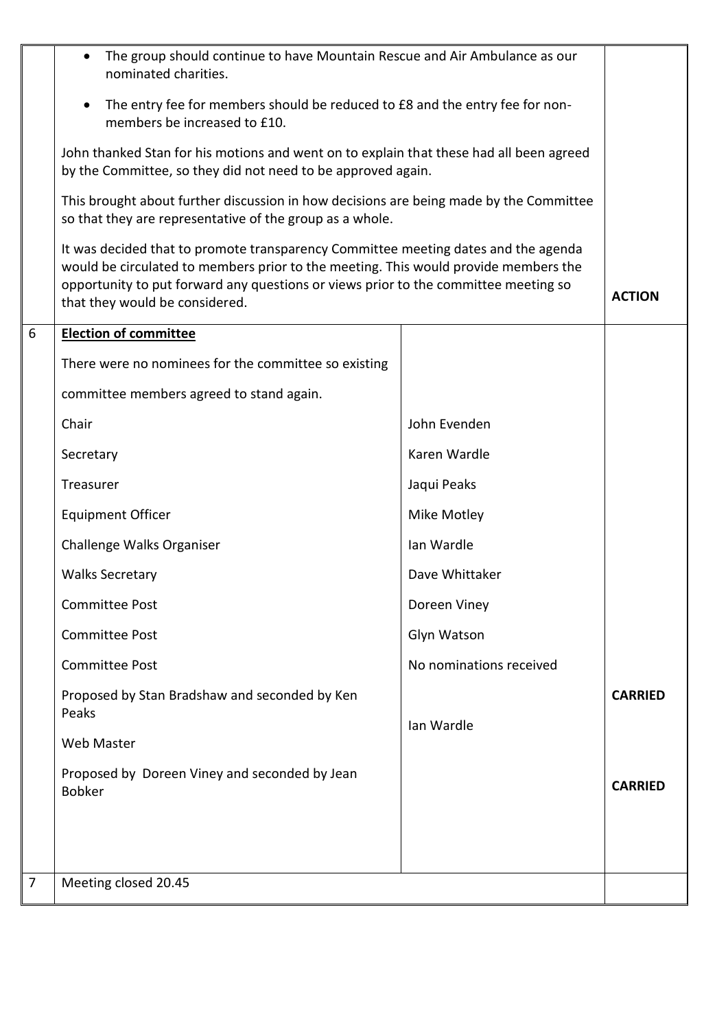| | | | |
|---|---|---|---|
| | • The group should continue to have Mountain Rescue and Air Ambulance as our nominated charities.<br><br>• The entry fee for members should be reduced to £8 and the entry fee for non-members be increased to £10.<br><br>John thanked Stan for his motions and went on to explain that these had all been agreed by the Committee, so they did not need to be approved again.<br><br>This brought about further discussion in how decisions are being made by the Committee so that they are representative of the group as a whole.<br><br>It was decided that to promote transparency Committee meeting dates and the agenda would be circulated to members prior to the meeting. This would provide members the opportunity to put forward any questions or views prior to the committee meeting so that they would be considered. | | **ACTION** |
| 6 | **Election of committee**<br><br>There were no nominees for the committee so existing committee members agreed to stand again. | | |
| | Chair | John Evenden | |
| | Secretary | Karen Wardle | |
| | Treasurer | Jaqui Peaks | |
| | Equipment Officer | Mike Motley | |
| | Challenge Walks Organiser | Ian Wardle | |
| | Walks Secretary | Dave Whittaker | |
| | Committee Post | Doreen Viney | |
| | Committee Post | Glyn Watson | |
| | Committee Post | No nominations received | |
| | Proposed by Stan Bradshaw and seconded by Ken Peaks | | **CARRIED** |
| | Web Master | Ian Wardle | |
| | Proposed by Doreen Viney and seconded by Jean Bobker | | **CARRIED** |
| 7 | Meeting closed 20.45 | | |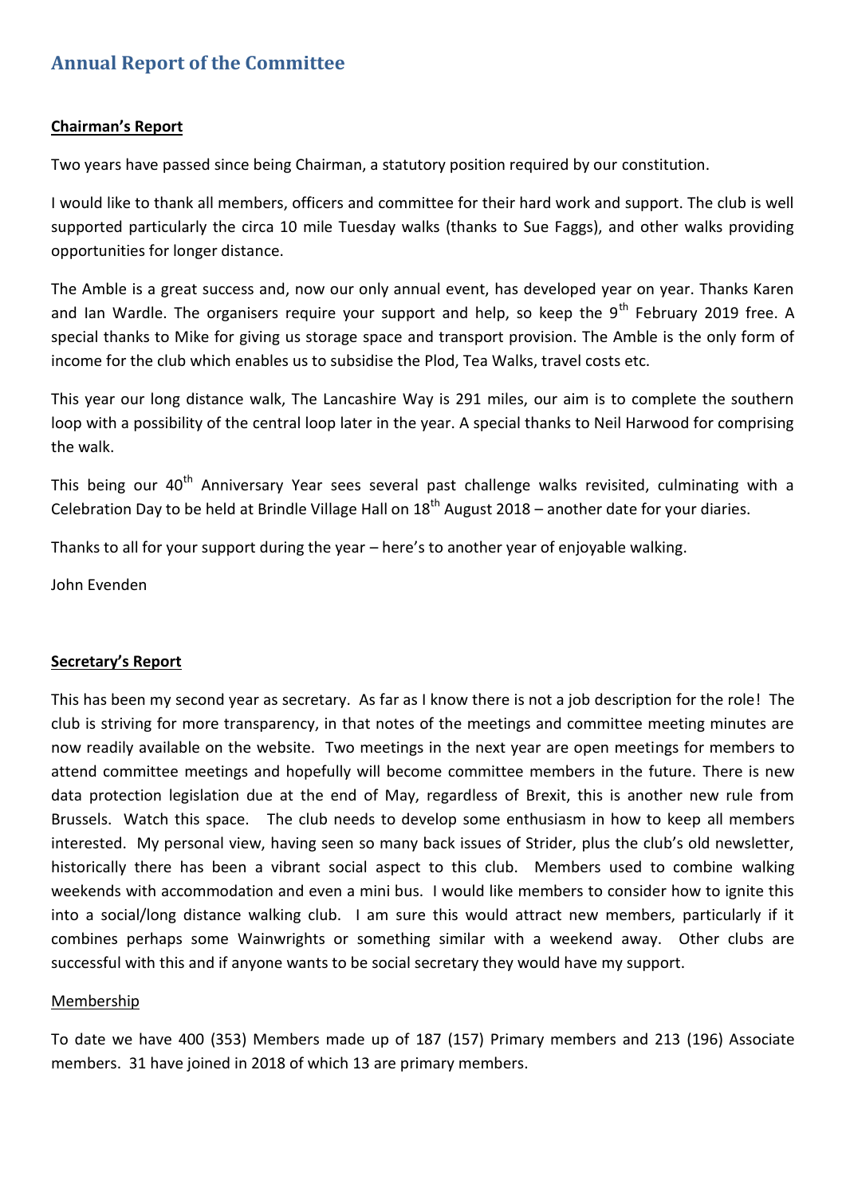## Annual Report of the Committee

**Chairman's Report**

Two years have passed since being Chairman, a statutory position required by our constitution.

I would like to thank all members, officers and committee for their hard work and support. The club is well supported particularly the circa 10 mile Tuesday walks (thanks to Sue Faggs), and other walks providing opportunities for longer distance.

The Amble is a great success and, now our only annual event, has developed year on year. Thanks Karen and Ian Wardle. The organisers require your support and help, so keep the 9th February 2019 free. A special thanks to Mike for giving us storage space and transport provision. The Amble is the only form of income for the club which enables us to subsidise the Plod, Tea Walks, travel costs etc.

This year our long distance walk, The Lancashire Way is 291 miles, our aim is to complete the southern loop with a possibility of the central loop later in the year. A special thanks to Neil Harwood for comprising the walk.

This being our 40th Anniversary Year sees several past challenge walks revisited, culminating with a Celebration Day to be held at Brindle Village Hall on 18th August 2018 – another date for your diaries.

Thanks to all for your support during the year – here's to another year of enjoyable walking.

John Evenden

**Secretary's Report**

This has been my second year as secretary. As far as I know there is not a job description for the role! The club is striving for more transparency, in that notes of the meetings and committee meeting minutes are now readily available on the website. Two meetings in the next year are open meetings for members to attend committee meetings and hopefully will become committee members in the future. There is new data protection legislation due at the end of May, regardless of Brexit, this is another new rule from Brussels. Watch this space. The club needs to develop some enthusiasm in how to keep all members interested. My personal view, having seen so many back issues of Strider, plus the club's old newsletter, historically there has been a vibrant social aspect to this club. Members used to combine walking weekends with accommodation and even a mini bus. I would like members to consider how to ignite this into a social/long distance walking club. I am sure this would attract new members, particularly if it combines perhaps some Wainwrights or something similar with a weekend away. Other clubs are successful with this and if anyone wants to be social secretary they would have my support.

Membership

To date we have 400 (353) Members made up of 187 (157) Primary members and 213 (196) Associate members. 31 have joined in 2018 of which 13 are primary members.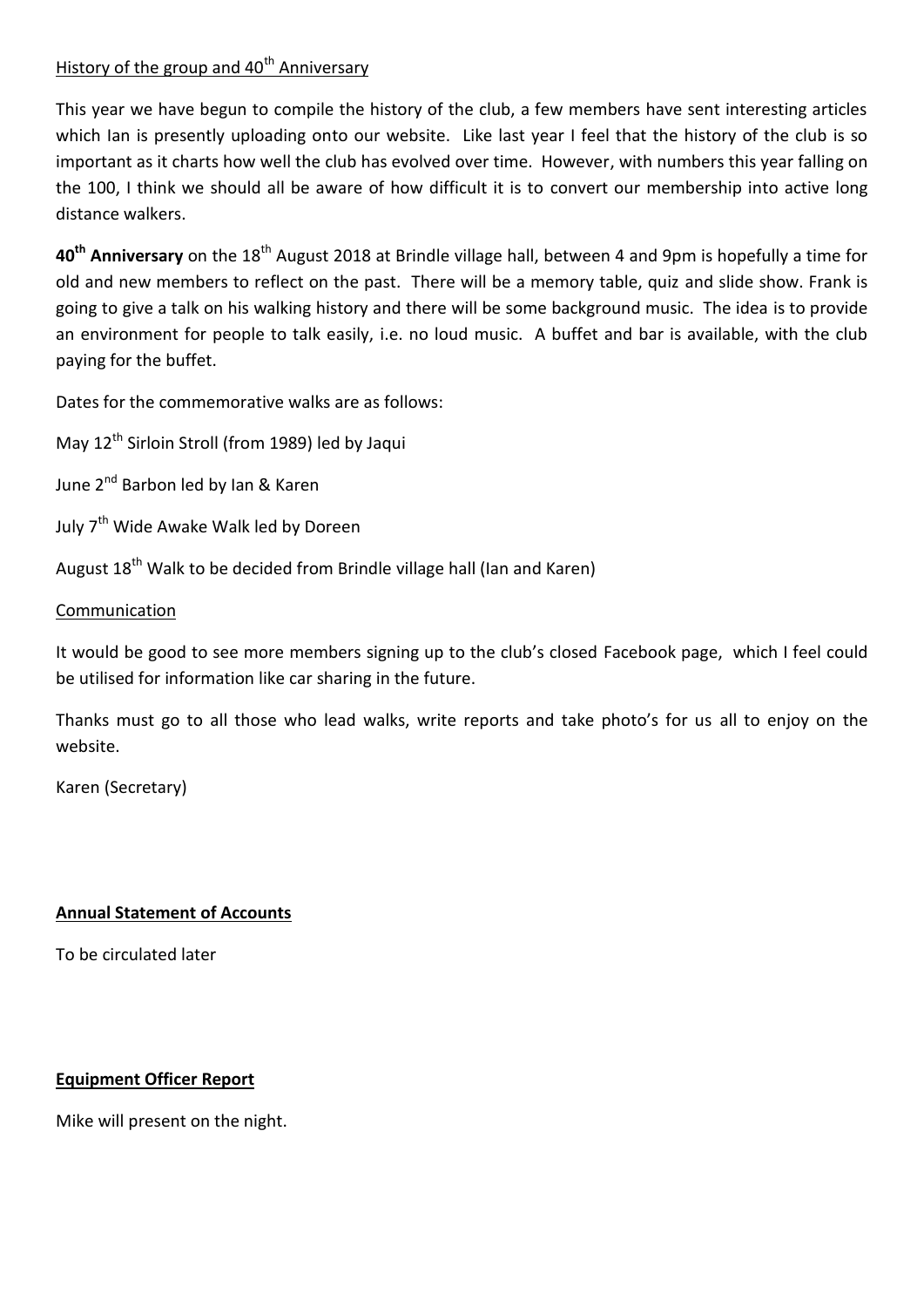History of the group and 40th Anniversary

This year we have begun to compile the history of the club, a few members have sent interesting articles which Ian is presently uploading onto our website. Like last year I feel that the history of the club is so important as it charts how well the club has evolved over time. However, with numbers this year falling on the 100, I think we should all be aware of how difficult it is to convert our membership into active long distance walkers.

**40th Anniversary** on the 18th August 2018 at Brindle village hall, between 4 and 9pm is hopefully a time for old and new members to reflect on the past. There will be a memory table, quiz and slide show. Frank is going to give a talk on his walking history and there will be some background music. The idea is to provide an environment for people to talk easily, i.e. no loud music. A buffet and bar is available, with the club paying for the buffet.

Dates for the commemorative walks are as follows:

May 12th Sirloin Stroll (from 1989) led by Jaqui

June 2nd Barbon led by Ian & Karen

July 7th Wide Awake Walk led by Doreen

August 18th Walk to be decided from Brindle village hall (Ian and Karen)

Communication

It would be good to see more members signing up to the club's closed Facebook page, which I feel could be utilised for information like car sharing in the future.

Thanks must go to all those who lead walks, write reports and take photo's for us all to enjoy on the website.

Karen (Secretary)

**Annual Statement of Accounts**

To be circulated later

**Equipment Officer Report**

Mike will present on the night.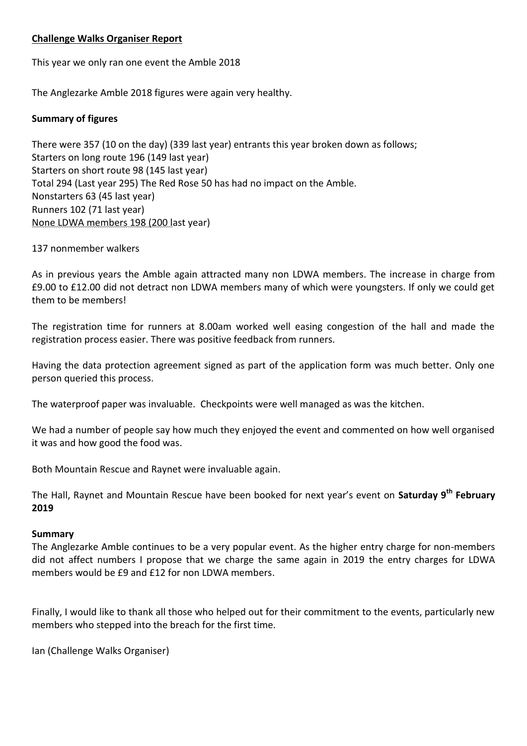## Challenge Walks Organiser Report

This year we only ran one event the Amble 2018

The Anglezarke Amble 2018 figures were again very healthy.

### Summary of figures

There were 357 (10 on the day) (339 last year) entrants this year broken down as follows;
Starters on long route 196 (149 last year)
Starters on short route 98 (145 last year)
Total 294 (Last year 295) The Red Rose 50 has had no impact on the Amble.
Nonstarters 63 (45 last year)
Runners 102 (71 last year)
None LDWA members 198 (200 last year)

137 nonmember walkers

As in previous years the Amble again attracted many non LDWA members. The increase in charge from £9.00 to £12.00 did not detract non LDWA members many of which were youngsters. If only we could get them to be members!

The registration time for runners at 8.00am worked well easing congestion of the hall and made the registration process easier. There was positive feedback from runners.

Having the data protection agreement signed as part of the application form was much better. Only one person queried this process.

The waterproof paper was invaluable. Checkpoints were well managed as was the kitchen.

We had a number of people say how much they enjoyed the event and commented on how well organised it was and how good the food was.

Both Mountain Rescue and Raynet were invaluable again.

The Hall, Raynet and Mountain Rescue have been booked for next year's event on **Saturday 9th February 2019**

### Summary

The Anglezarke Amble continues to be a very popular event. As the higher entry charge for non-members did not affect numbers I propose that we charge the same again in 2019 the entry charges for LDWA members would be £9 and £12 for non LDWA members.

Finally, I would like to thank all those who helped out for their commitment to the events, particularly new members who stepped into the breach for the first time.

Ian (Challenge Walks Organiser)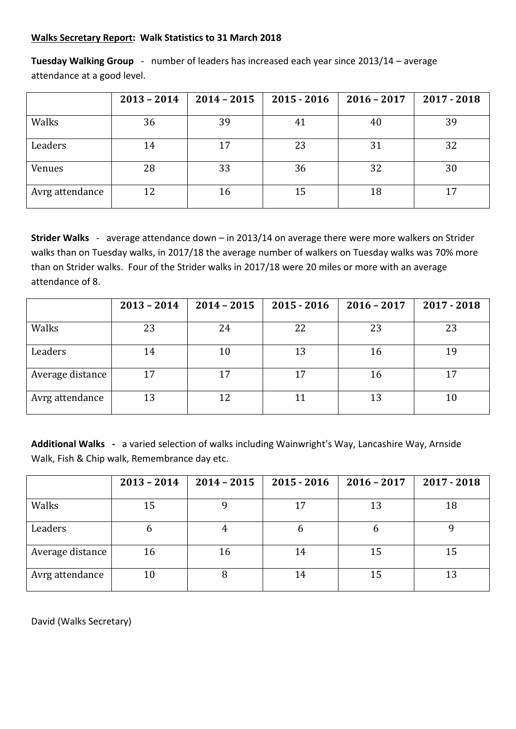**Walks Secretary Report: Walk Statistics to 31 March 2018**

**Tuesday Walking Group** - number of leaders has increased each year since 2013/14 – average attendance at a good level.

| | 2013 – 2014 | 2014 – 2015 | 2015 - 2016 | 2016 – 2017 | 2017 - 2018 |
|---|---|---|---|---|---|
| Walks | 36 | 39 | 41 | 40 | 39 |
| Leaders | 14 | 17 | 23 | 31 | 32 |
| Venues | 28 | 33 | 36 | 32 | 30 |
| Avrg attendance | 12 | 16 | 15 | 18 | 17 |

**Strider Walks** - average attendance down – in 2013/14 on average there were more walkers on Strider walks than on Tuesday walks, in 2017/18 the average number of walkers on Tuesday walks was 70% more than on Strider walks. Four of the Strider walks in 2017/18 were 20 miles or more with an average attendance of 8.

| | 2013 – 2014 | 2014 – 2015 | 2015 - 2016 | 2016 – 2017 | 2017 - 2018 |
|---|---|---|---|---|---|
| Walks | 23 | 24 | 22 | 23 | 23 |
| Leaders | 14 | 10 | 13 | 16 | 19 |
| Average distance | 17 | 17 | 17 | 16 | 17 |
| Avrg attendance | 13 | 12 | 11 | 13 | 10 |

**Additional Walks -** a varied selection of walks including Wainwright's Way, Lancashire Way, Arnside Walk, Fish & Chip walk, Remembrance day etc.

| | 2013 – 2014 | 2014 – 2015 | 2015 - 2016 | 2016 – 2017 | 2017 - 2018 |
|---|---|---|---|---|---|
| Walks | 15 | 9 | 17 | 13 | 18 |
| Leaders | 6 | 4 | 6 | 6 | 9 |
| Average distance | 16 | 16 | 14 | 15 | 15 |
| Avrg attendance | 10 | 8 | 14 | 15 | 13 |

David (Walks Secretary)